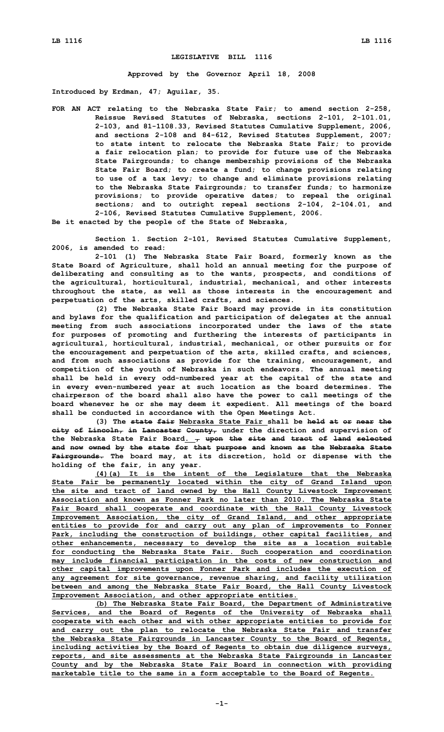# LEGISLATIVE BILL 1116

**Approved by the Governor April 18, 2008**

**Introduced by Erdman, 47; Aguilar, 35.**

**FOR AN ACT relating to the Nebraska State Fair; to amend section 2-258, Reissue Revised Statutes of Nebraska, sections 2-101, 2-101.01, 2-103, and 81-1108.33, Revised Statutes Cumulative Supplement, 2006, and sections 2-108 and 84-612, Revised Statutes Supplement, 2007; to state intent to relocate the Nebraska State Fair; to provide a fair relocation plan; to provide for future use of the Nebraska State Fairgrounds; to change membership provisions of the Nebraska State Fair Board; to create a fund; to change provisions relating to use of a tax levy; to change and eliminate provisions relating to the Nebraska State Fairgrounds; to transfer funds; to harmonize provisions; to provide operative dates; to repeal the original sections; and to outright repeal sections 2-104, 2-104.01, and 2-106, Revised Statutes Cumulative Supplement, 2006.**

**Be it enacted by the people of the State of Nebraska,**

**Section 1. Section 2-101, Revised Statutes Cumulative Supplement, 2006, is amended to read:**

**2-101 (1) The Nebraska State Fair Board, formerly known as the State Board of Agriculture, shall hold an annual meeting for the purpose of deliberating and consulting as to the wants, prospects, and conditions of the agricultural, horticultural, industrial, mechanical, and other interests throughout the state, as well as those interests in the encouragement and perpetuation of the arts, skilled crafts, and sciences.**

**(2) The Nebraska State Fair Board may provide in its constitution and bylaws for the qualification and participation of delegates at the annual meeting from such associations incorporated under the laws of the state for purposes of promoting and furthering the interests of participants in agricultural, horticultural, industrial, mechanical, or other pursuits or for the encouragement and perpetuation of the arts, skilled crafts, and sciences, and from such associations as provide for the training, encouragement, and competition of the youth of Nebraska in such endeavors. The annual meeting shall be held in every odd-numbered year at the capital of the state and in every even-numbered year at such location as the board determines. The chairperson of the board shall also have the power to call meetings of the board whenever he or she may deem it expedient. All meetings of the board shall be conducted in accordance with the Open Meetings Act.**

**(3) The ~~state fair~~ <u>Nebraska State Fair</u> shall be ~~held at or near the city of Lincoln, in Lancaster County,~~ under the direction and supervision of the Nebraska State Fair Board<u>.</u> ~~, upon the site and tract of land selected and now owned by the state for that purpose and known as the Nebraska State Fairgrounds.~~ The board may, at its discretion, hold or dispense with the holding of the fair, in any year.**

**<u>(4)(a) It is the intent of the Legislature that the Nebraska State Fair be permanently located within the city of Grand Island upon the site and tract of land owned by the Hall County Livestock Improvement Association and known as Fonner Park no later than 2010. The Nebraska State Fair Board shall cooperate and coordinate with the Hall County Livestock Improvement Association, the city of Grand Island, and other appropriate entities to provide for and carry out any plan of improvements to Fonner Park, including the construction of buildings, other capital facilities, and other enhancements, necessary to develop the site as a location suitable for conducting the Nebraska State Fair. Such cooperation and coordination may include financial participation in the costs of new construction and other capital improvements upon Fonner Park and includes the execution of any agreement for site governance, revenue sharing, and facility utilization between and among the Nebraska State Fair Board, the Hall County Livestock Improvement Association, and other appropriate entities.</u>**

**<u>(b) The Nebraska State Fair Board, the Department of Administrative Services, and the Board of Regents of the University of Nebraska shall cooperate with each other and with other appropriate entities to provide for and carry out the plan to relocate the Nebraska State Fair and transfer the Nebraska State Fairgrounds in Lancaster County to the Board of Regents, including activities by the Board of Regents to obtain due diligence surveys, reports, and site assessments at the Nebraska State Fairgrounds in Lancaster County and by the Nebraska State Fair Board in connection with providing marketable title to the same in a form acceptable to the Board of Regents.</u>**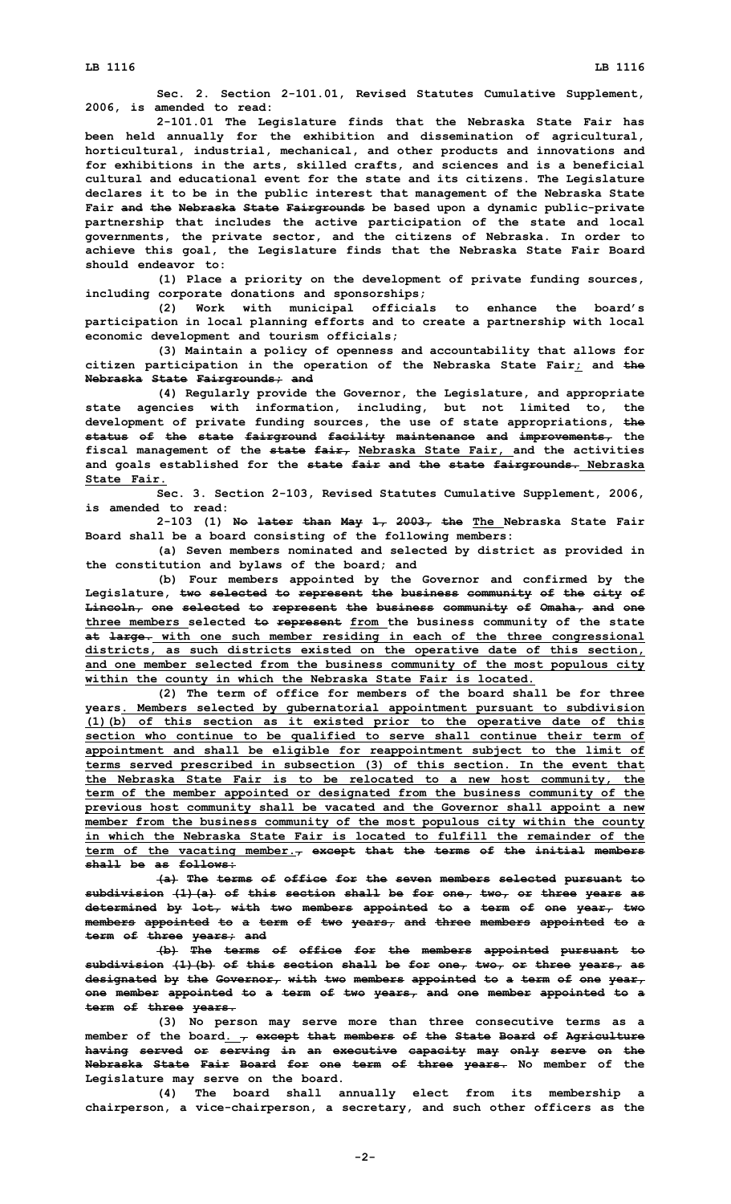Sec. 2. Section 2-101.01, Revised Statutes Cumulative Supplement, 2006, is amended to read:

2-101.01 The Legislature finds that the Nebraska State Fair has been held annually for the exhibition and dissemination of agricultural, horticultural, industrial, mechanical, and other products and innovations and for exhibitions in the arts, skilled crafts, and sciences and is a beneficial cultural and educational event for the state and its citizens. The Legislature declares it to be in the public interest that management of the Nebraska State Fair ~~and the Nebraska State Fairgrounds~~ be based upon a dynamic public-private partnership that includes the active participation of the state and local governments, the private sector, and the citizens of Nebraska. In order to achieve this goal, the Legislature finds that the Nebraska State Fair Board should endeavor to:

(1) Place a priority on the development of private funding sources, including corporate donations and sponsorships;

(2) Work with municipal officials to enhance the board's participation in local planning efforts and to create a partnership with local economic development and tourism officials;

(3) Maintain a policy of openness and accountability that allows for citizen participation in the operation of the Nebraska State Fair; and ~~the Nebraska State Fairgrounds; and~~

(4) Regularly provide the Governor, the Legislature, and appropriate state agencies with information, including, but not limited to, the development of private funding sources, the use of state appropriations, ~~the status of the state fairground facility maintenance and improvements,~~ the fiscal management of the ~~state fair,~~ Nebraska State Fair, and the activities and goals established for the ~~state fair and the state fairgrounds.~~ Nebraska State Fair.

Sec. 3. Section 2-103, Revised Statutes Cumulative Supplement, 2006, is amended to read:

2-103 (1) ~~No later than May 1, 2003, the~~ The Nebraska State Fair Board shall be a board consisting of the following members:

(a) Seven members nominated and selected by district as provided in the constitution and bylaws of the board; and

(b) Four members appointed by the Governor and confirmed by the Legislature, ~~two selected to represent the business community of the city of Lincoln, one selected to represent the business community of Omaha, and one~~ three members selected ~~to represent~~ from the business community of the state ~~at large.~~ with one such member residing in each of the three congressional districts, as such districts existed on the operative date of this section, and one member selected from the business community of the most populous city within the county in which the Nebraska State Fair is located.

(2) The term of office for members of the board shall be for three years. Members selected by gubernatorial appointment pursuant to subdivision (1)(b) of this section as it existed prior to the operative date of this section who continue to be qualified to serve shall continue their term of appointment and shall be eligible for reappointment subject to the limit of terms served prescribed in subsection (3) of this section. In the event that the Nebraska State Fair is to be relocated to a new host community, the term of the member appointed or designated from the business community of the previous host community shall be vacated and the Governor shall appoint a new member from the business community of the most populous city within the county in which the Nebraska State Fair is located to fulfill the remainder of the term of the vacating member.~~, except that the terms of the initial members shall be as follows:~~

~~(a) The terms of office for the seven members selected pursuant to subdivision (1)(a) of this section shall be for one, two, or three years as determined by lot, with two members appointed to a term of one year, two members appointed to a term of two years, and three members appointed to a term of three years; and~~

~~(b) The terms of office for the members appointed pursuant to subdivision (1)(b) of this section shall be for one, two, or three years, as designated by the Governor, with two members appointed to a term of one year, one member appointed to a term of two years, and one member appointed to a term of three years.~~

(3) No person may serve more than three consecutive terms as a member of the board. ~~, except that members of the State Board of Agriculture having served or serving in an executive capacity may only serve on the Nebraska State Fair Board for one term of three years.~~ No member of the Legislature may serve on the board.

(4) The board shall annually elect from its membership a chairperson, a vice-chairperson, a secretary, and such other officers as the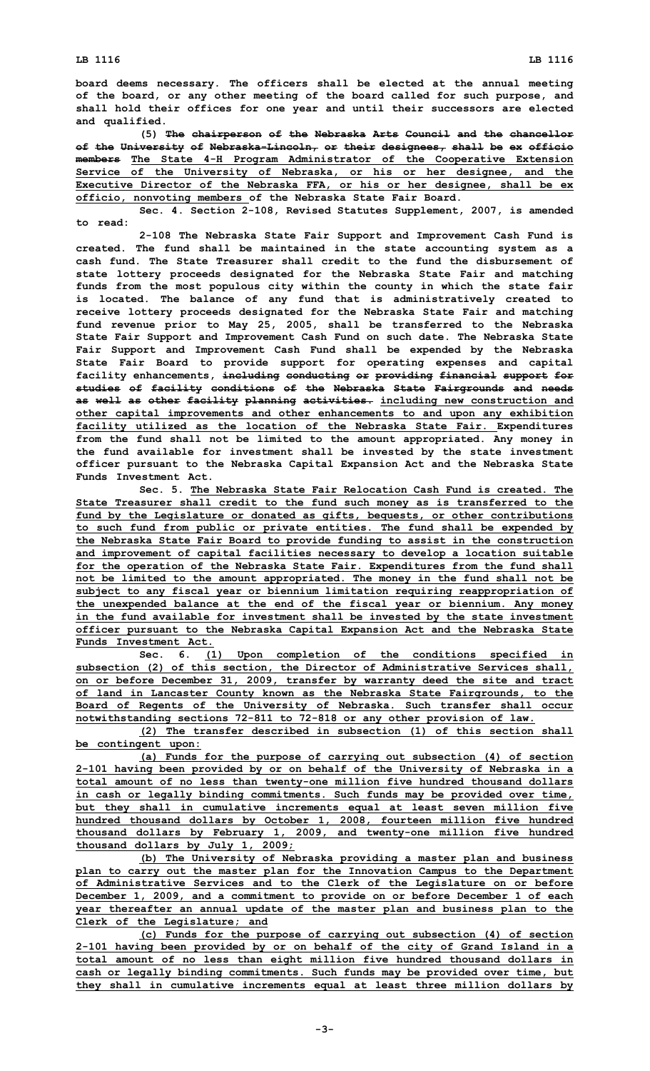board deems necessary. The officers shall be elected at the annual meeting of the board, or any other meeting of the board called for such purpose, and shall hold their offices for one year and until their successors are elected and qualified.

(5) ~~The chairperson of the Nebraska Arts Council and the chancellor of the University of Nebraska-Lincoln, or their designees, shall be ex officio members~~ The State 4-H Program Administrator of the Cooperative Extension Service of the University of Nebraska, or his or her designee, and the Executive Director of the Nebraska FFA, or his or her designee, shall be ex officio, nonvoting members of the Nebraska State Fair Board.

Sec. 4. Section 2-108, Revised Statutes Supplement, 2007, is amended to read:

2-108 The Nebraska State Fair Support and Improvement Cash Fund is created. The fund shall be maintained in the state accounting system as a cash fund. The State Treasurer shall credit to the fund the disbursement of state lottery proceeds designated for the Nebraska State Fair and matching funds from the most populous city within the county in which the state fair is located. The balance of any fund that is administratively created to receive lottery proceeds designated for the Nebraska State Fair and matching fund revenue prior to May 25, 2005, shall be transferred to the Nebraska State Fair Support and Improvement Cash Fund on such date. The Nebraska State Fair Support and Improvement Cash Fund shall be expended by the Nebraska State Fair Board to provide support for operating expenses and capital facility enhancements, ~~including conducting or providing financial support for studies of facility conditions of the Nebraska State Fairgrounds and needs as well as other facility planning activities.~~ including new construction and other capital improvements and other enhancements to and upon any exhibition facility utilized as the location of the Nebraska State Fair. Expenditures from the fund shall not be limited to the amount appropriated. Any money in the fund available for investment shall be invested by the state investment officer pursuant to the Nebraska Capital Expansion Act and the Nebraska State Funds Investment Act.

Sec. 5. The Nebraska State Fair Relocation Cash Fund is created. The State Treasurer shall credit to the fund such money as is transferred to the fund by the Legislature or donated as gifts, bequests, or other contributions to such fund from public or private entities. The fund shall be expended by the Nebraska State Fair Board to provide funding to assist in the construction and improvement of capital facilities necessary to develop a location suitable for the operation of the Nebraska State Fair. Expenditures from the fund shall not be limited to the amount appropriated. The money in the fund shall not be subject to any fiscal year or biennium limitation requiring reappropriation of the unexpended balance at the end of the fiscal year or biennium. Any money in the fund available for investment shall be invested by the state investment officer pursuant to the Nebraska Capital Expansion Act and the Nebraska State Funds Investment Act.

Sec. 6. (1) Upon completion of the conditions specified in subsection (2) of this section, the Director of Administrative Services shall, on or before December 31, 2009, transfer by warranty deed the site and tract of land in Lancaster County known as the Nebraska State Fairgrounds, to the Board of Regents of the University of Nebraska. Such transfer shall occur notwithstanding sections 72-811 to 72-818 or any other provision of law.

(2) The transfer described in subsection (1) of this section shall be contingent upon:

(a) Funds for the purpose of carrying out subsection (4) of section 2-101 having been provided by or on behalf of the University of Nebraska in a total amount of no less than twenty-one million five hundred thousand dollars in cash or legally binding commitments. Such funds may be provided over time, but they shall in cumulative increments equal at least seven million five hundred thousand dollars by October 1, 2008, fourteen million five hundred thousand dollars by February 1, 2009, and twenty-one million five hundred thousand dollars by July 1, 2009;

(b) The University of Nebraska providing a master plan and business plan to carry out the master plan for the Innovation Campus to the Department of Administrative Services and to the Clerk of the Legislature on or before December 1, 2009, and a commitment to provide on or before December 1 of each year thereafter an annual update of the master plan and business plan to the Clerk of the Legislature; and

(c) Funds for the purpose of carrying out subsection (4) of section 2-101 having been provided by or on behalf of the city of Grand Island in a total amount of no less than eight million five hundred thousand dollars in cash or legally binding commitments. Such funds may be provided over time, but they shall in cumulative increments equal at least three million dollars by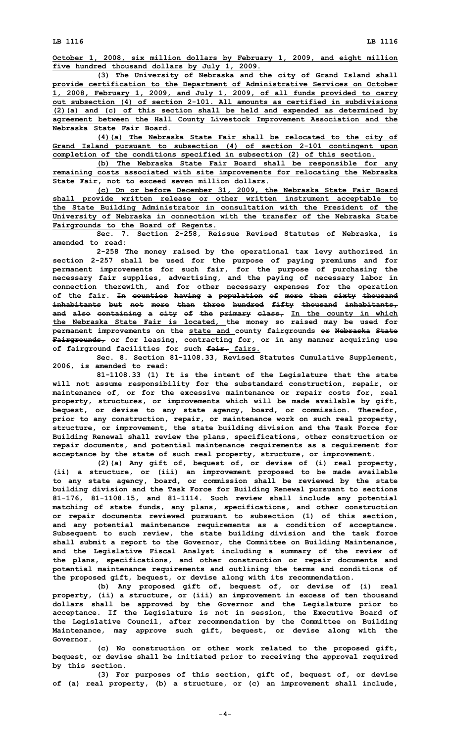October 1, 2008, six million dollars by February 1, 2009, and eight million five hundred thousand dollars by July 1, 2009.

(3) The University of Nebraska and the city of Grand Island shall provide certification to the Department of Administrative Services on October 1, 2008, February 1, 2009, and July 1, 2009, of all funds provided to carry out subsection (4) of section 2-101. All amounts as certified in subdivisions (2)(a) and (c) of this section shall be held and expended as determined by agreement between the Hall County Livestock Improvement Association and the Nebraska State Fair Board.

(4)(a) The Nebraska State Fair shall be relocated to the city of Grand Island pursuant to subsection (4) of section 2-101 contingent upon completion of the conditions specified in subsection (2) of this section.

(b) The Nebraska State Fair Board shall be responsible for any remaining costs associated with site improvements for relocating the Nebraska State Fair, not to exceed seven million dollars.

(c) On or before December 31, 2009, the Nebraska State Fair Board shall provide written release or other written instrument acceptable to the State Building Administrator in consultation with the President of the University of Nebraska in connection with the transfer of the Nebraska State Fairgrounds to the Board of Regents.

Sec. 7. Section 2-258, Reissue Revised Statutes of Nebraska, is amended to read:

2-258 The money raised by the operational tax levy authorized in section 2-257 shall be used for the purpose of paying premiums and for permanent improvements for such fair, for the purpose of purchasing the necessary fair supplies, advertising, and the paying of necessary labor in connection therewith, and for other necessary expenses for the operation of the fair. ~~In counties having a population of more than sixty thousand inhabitants but not more than three hundred fifty thousand inhabitants, and also containing a city of the primary class,~~ In the county in which the Nebraska State Fair is located, the money so raised may be used for permanent improvements on the state and county fairgrounds ~~or Nebraska State Fairgrounds,~~ or for leasing, contracting for, or in any manner acquiring use of fairground facilities for such ~~fair.~~ fairs.

Sec. 8. Section 81-1108.33, Revised Statutes Cumulative Supplement, 2006, is amended to read:

81-1108.33 (1) It is the intent of the Legislature that the state will not assume responsibility for the substandard construction, repair, or maintenance of, or for the excessive maintenance or repair costs for, real property, structures, or improvements which will be made available by gift, bequest, or devise to any state agency, board, or commission. Therefor, prior to any construction, repair, or maintenance work on such real property, structure, or improvement, the state building division and the Task Force for Building Renewal shall review the plans, specifications, other construction or repair documents, and potential maintenance requirements as a requirement for acceptance by the state of such real property, structure, or improvement.

(2)(a) Any gift of, bequest of, or devise of (i) real property, (ii) a structure, or (iii) an improvement proposed to be made available to any state agency, board, or commission shall be reviewed by the state building division and the Task Force for Building Renewal pursuant to sections 81-176, 81-1108.15, and 81-1114. Such review shall include any potential matching of state funds, any plans, specifications, and other construction or repair documents reviewed pursuant to subsection (1) of this section, and any potential maintenance requirements as a condition of acceptance. Subsequent to such review, the state building division and the task force shall submit a report to the Governor, the Committee on Building Maintenance, and the Legislative Fiscal Analyst including a summary of the review of the plans, specifications, and other construction or repair documents and potential maintenance requirements and outlining the terms and conditions of the proposed gift, bequest, or devise along with its recommendation.

(b) Any proposed gift of, bequest of, or devise of (i) real property, (ii) a structure, or (iii) an improvement in excess of ten thousand dollars shall be approved by the Governor and the Legislature prior to acceptance. If the Legislature is not in session, the Executive Board of the Legislative Council, after recommendation by the Committee on Building Maintenance, may approve such gift, bequest, or devise along with the Governor.

(c) No construction or other work related to the proposed gift, bequest, or devise shall be initiated prior to receiving the approval required by this section.

(3) For purposes of this section, gift of, bequest of, or devise of (a) real property, (b) a structure, or (c) an improvement shall include,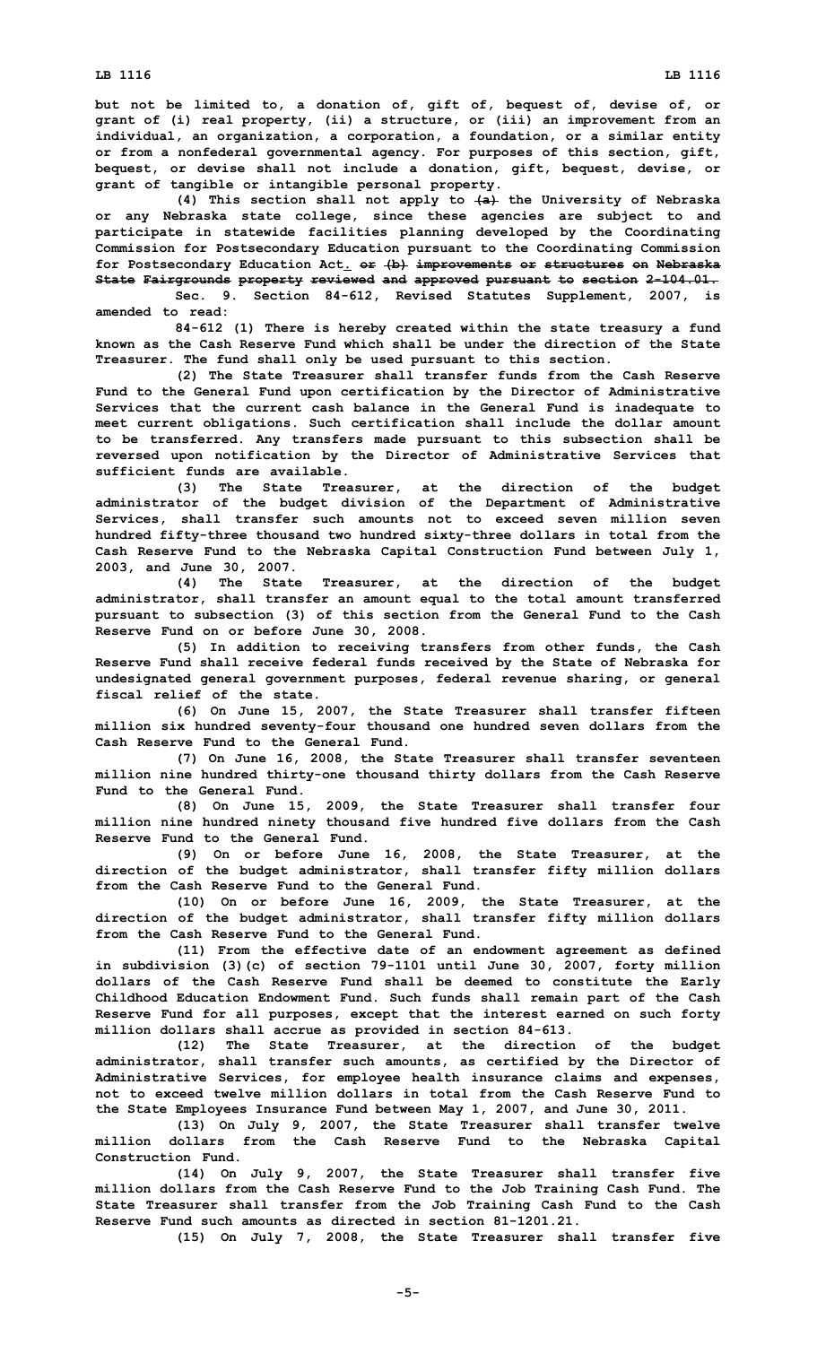**but not be limited to, a donation of, gift of, bequest of, devise of, or grant of (i) real property, (ii) a structure, or (iii) an improvement from an individual, an organization, a corporation, a foundation, or a similar entity or from a nonfederal governmental agency. For purposes of this section, gift, bequest, or devise shall not include a donation, gift, bequest, devise, or grant of tangible or intangible personal property.**

**(4) This section shall not apply to ~~(a)~~ the University of Nebraska or any Nebraska state college, since these agencies are subject to and participate in statewide facilities planning developed by the Coordinating Commission for Postsecondary Education pursuant to the Coordinating Commission for Postsecondary Education Act. ~~or (b) improvements or structures on Nebraska State Fairgrounds property reviewed and approved pursuant to section 2-104.01.~~**

**Sec. 9. Section 84-612, Revised Statutes Supplement, 2007, is amended to read:**

**84-612 (1) There is hereby created within the state treasury a fund known as the Cash Reserve Fund which shall be under the direction of the State Treasurer. The fund shall only be used pursuant to this section.**

**(2) The State Treasurer shall transfer funds from the Cash Reserve Fund to the General Fund upon certification by the Director of Administrative Services that the current cash balance in the General Fund is inadequate to meet current obligations. Such certification shall include the dollar amount to be transferred. Any transfers made pursuant to this subsection shall be reversed upon notification by the Director of Administrative Services that sufficient funds are available.**

**(3) The State Treasurer, at the direction of the budget administrator of the budget division of the Department of Administrative Services, shall transfer such amounts not to exceed seven million seven hundred fifty-three thousand two hundred sixty-three dollars in total from the Cash Reserve Fund to the Nebraska Capital Construction Fund between July 1, 2003, and June 30, 2007.**

**(4) The State Treasurer, at the direction of the budget administrator, shall transfer an amount equal to the total amount transferred pursuant to subsection (3) of this section from the General Fund to the Cash Reserve Fund on or before June 30, 2008.**

**(5) In addition to receiving transfers from other funds, the Cash Reserve Fund shall receive federal funds received by the State of Nebraska for undesignated general government purposes, federal revenue sharing, or general fiscal relief of the state.**

**(6) On June 15, 2007, the State Treasurer shall transfer fifteen million six hundred seventy-four thousand one hundred seven dollars from the Cash Reserve Fund to the General Fund.**

**(7) On June 16, 2008, the State Treasurer shall transfer seventeen million nine hundred thirty-one thousand thirty dollars from the Cash Reserve Fund to the General Fund.**

**(8) On June 15, 2009, the State Treasurer shall transfer four million nine hundred ninety thousand five hundred five dollars from the Cash Reserve Fund to the General Fund.**

**(9) On or before June 16, 2008, the State Treasurer, at the direction of the budget administrator, shall transfer fifty million dollars from the Cash Reserve Fund to the General Fund.**

**(10) On or before June 16, 2009, the State Treasurer, at the direction of the budget administrator, shall transfer fifty million dollars from the Cash Reserve Fund to the General Fund.**

**(11) From the effective date of an endowment agreement as defined in subdivision (3)(c) of section 79-1101 until June 30, 2007, forty million dollars of the Cash Reserve Fund shall be deemed to constitute the Early Childhood Education Endowment Fund. Such funds shall remain part of the Cash Reserve Fund for all purposes, except that the interest earned on such forty million dollars shall accrue as provided in section 84-613.**

**(12) The State Treasurer, at the direction of the budget administrator, shall transfer such amounts, as certified by the Director of Administrative Services, for employee health insurance claims and expenses, not to exceed twelve million dollars in total from the Cash Reserve Fund to the State Employees Insurance Fund between May 1, 2007, and June 30, 2011.**

**(13) On July 9, 2007, the State Treasurer shall transfer twelve million dollars from the Cash Reserve Fund to the Nebraska Capital Construction Fund.**

**(14) On July 9, 2007, the State Treasurer shall transfer five million dollars from the Cash Reserve Fund to the Job Training Cash Fund. The State Treasurer shall transfer from the Job Training Cash Fund to the Cash Reserve Fund such amounts as directed in section 81-1201.21.**

**(15) On July 7, 2008, the State Treasurer shall transfer five**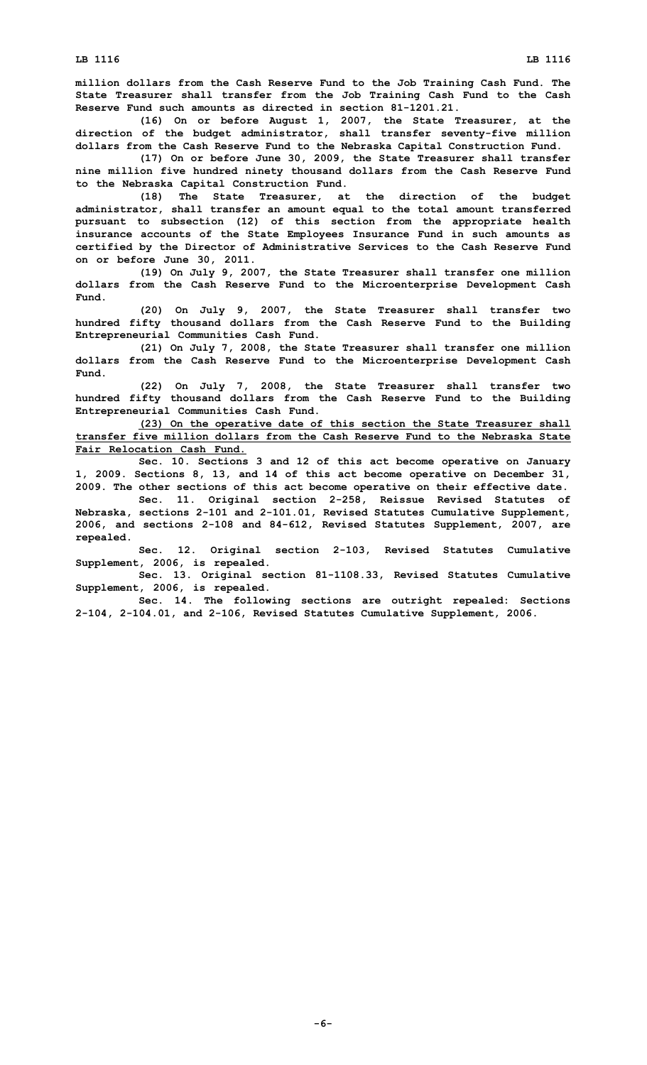million dollars from the Cash Reserve Fund to the Job Training Cash Fund. The State Treasurer shall transfer from the Job Training Cash Fund to the Cash Reserve Fund such amounts as directed in section 81-1201.21.

(16) On or before August 1, 2007, the State Treasurer, at the direction of the budget administrator, shall transfer seventy-five million dollars from the Cash Reserve Fund to the Nebraska Capital Construction Fund.

(17) On or before June 30, 2009, the State Treasurer shall transfer nine million five hundred ninety thousand dollars from the Cash Reserve Fund to the Nebraska Capital Construction Fund.

(18) The State Treasurer, at the direction of the budget administrator, shall transfer an amount equal to the total amount transferred pursuant to subsection (12) of this section from the appropriate health insurance accounts of the State Employees Insurance Fund in such amounts as certified by the Director of Administrative Services to the Cash Reserve Fund on or before June 30, 2011.

(19) On July 9, 2007, the State Treasurer shall transfer one million dollars from the Cash Reserve Fund to the Microenterprise Development Cash Fund.

(20) On July 9, 2007, the State Treasurer shall transfer two hundred fifty thousand dollars from the Cash Reserve Fund to the Building Entrepreneurial Communities Cash Fund.

(21) On July 7, 2008, the State Treasurer shall transfer one million dollars from the Cash Reserve Fund to the Microenterprise Development Cash Fund.

(22) On July 7, 2008, the State Treasurer shall transfer two hundred fifty thousand dollars from the Cash Reserve Fund to the Building Entrepreneurial Communities Cash Fund.

<u>(23) On the operative date of this section the State Treasurer shall transfer five million dollars from the Cash Reserve Fund to the Nebraska State Fair Relocation Cash Fund.</u>

Sec. 10. Sections 3 and 12 of this act become operative on January 1, 2009. Sections 8, 13, and 14 of this act become operative on December 31, 2009. The other sections of this act become operative on their effective date.

Sec. 11. Original section 2-258, Reissue Revised Statutes of Nebraska, sections 2-101 and 2-101.01, Revised Statutes Cumulative Supplement, 2006, and sections 2-108 and 84-612, Revised Statutes Supplement, 2007, are repealed.

Sec. 12. Original section 2-103, Revised Statutes Cumulative Supplement, 2006, is repealed.

Sec. 13. Original section 81-1108.33, Revised Statutes Cumulative Supplement, 2006, is repealed.

Sec. 14. The following sections are outright repealed: Sections 2-104, 2-104.01, and 2-106, Revised Statutes Cumulative Supplement, 2006.